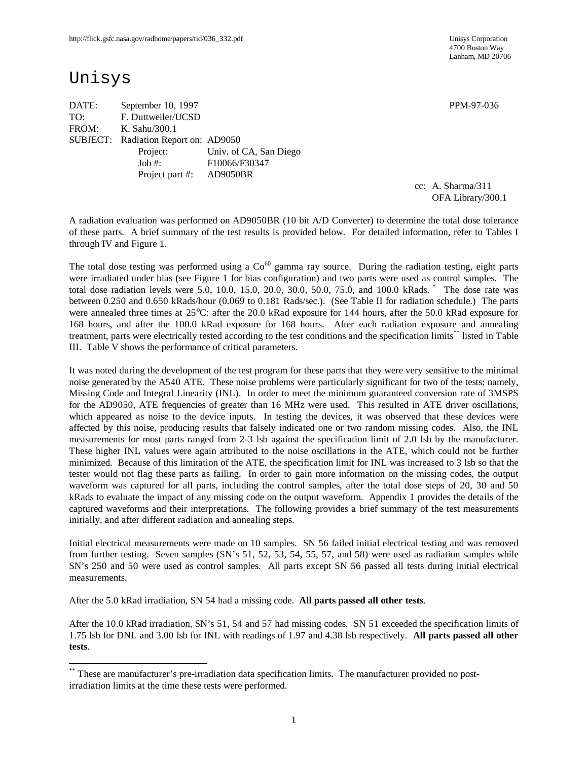http://flick.gsfc.nasa.gov/radhome/papers/tid/036_332.pdf

Unisys Corporation
4700 Boston Way
Lanham, MD 20706

# Unisys

DATE: September 10, 1997 PPM-97-036
TO: F. Duttweiler/UCSD
FROM: K. Sahu/300.1
SUBJECT: Radiation Report on: AD9050
Project: Univ. of CA, San Diego
Job #: F10066/F30347
Project part #: AD9050BR

cc: A. Sharma/311
OFA Library/300.1

A radiation evaluation was performed on AD9050BR (10 bit A/D Converter) to determine the total dose tolerance of these parts. A brief summary of the test results is provided below. For detailed information, refer to Tables I through IV and Figure 1.

The total dose testing was performed using a $Co^{60}$ gamma ray source. During the radiation testing, eight parts were irradiated under bias (see Figure 1 for bias configuration) and two parts were used as control samples. The total dose radiation levels were 5.0, 10.0, 15.0, 20.0, 30.0, 50.0, 75.0, and 100.0 kRads. * The dose rate was between 0.250 and 0.650 kRads/hour (0.069 to 0.181 Rads/sec.). (See Table II for radiation schedule.) The parts were annealed three times at 25°C: after the 20.0 kRad exposure for 144 hours, after the 50.0 kRad exposure for 168 hours, and after the 100.0 kRad exposure for 168 hours. After each radiation exposure and annealing treatment, parts were electrically tested according to the test conditions and the specification limits** listed in Table III. Table V shows the performance of critical parameters.

It was noted during the development of the test program for these parts that they were very sensitive to the minimal noise generated by the A540 ATE. These noise problems were particularly significant for two of the tests; namely, Missing Code and Integral Linearity (INL). In order to meet the minimum guaranteed conversion rate of 3MSPS for the AD9050, ATE frequencies of greater than 16 MHz were used. This resulted in ATE driver oscillations, which appeared as noise to the device inputs. In testing the devices, it was observed that these devices were affected by this noise, producing results that falsely indicated one or two random missing codes. Also, the INL measurements for most parts ranged from 2-3 lsb against the specification limit of 2.0 lsb by the manufacturer. These higher INL values were again attributed to the noise oscillations in the ATE, which could not be further minimized. Because of this limitation of the ATE, the specification limit for INL was increased to 3 lsb so that the tester would not flag these parts as failing. In order to gain more information on the missing codes, the output waveform was captured for all parts, including the control samples, after the total dose steps of 20, 30 and 50 kRads to evaluate the impact of any missing code on the output waveform. Appendix 1 provides the details of the captured waveforms and their interpretations. The following provides a brief summary of the test measurements initially, and after different radiation and annealing steps.

Initial electrical measurements were made on 10 samples. SN 56 failed initial electrical testing and was removed from further testing. Seven samples (SN's 51, 52, 53, 54, 55, 57, and 58) were used as radiation samples while SN's 250 and 50 were used as control samples. All parts except SN 56 passed all tests during initial electrical measurements.

After the 5.0 kRad irradiation, SN 54 had a missing code. **All parts passed all other tests**.

After the 10.0 kRad irradiation, SN's 51, 54 and 57 had missing codes. SN 51 exceeded the specification limits of 1.75 lsb for DNL and 3.00 lsb for INL with readings of 1.97 and 4.38 lsb respectively. **All parts passed all other tests**.

---

** These are manufacturer's pre-irradiation data specification limits. The manufacturer provided no post-irradiation limits at the time these tests were performed.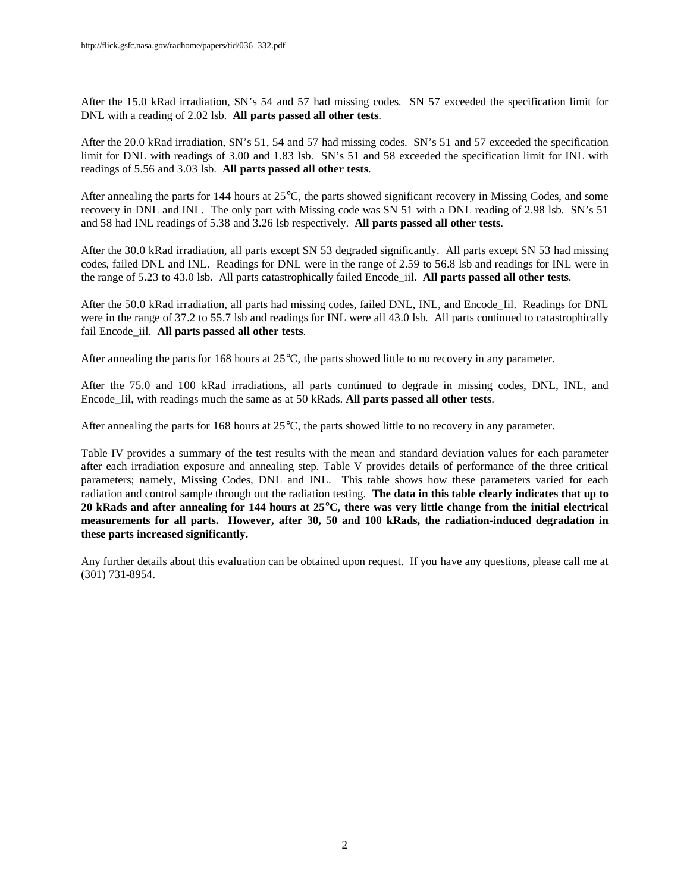After the 15.0 kRad irradiation, SN's 54 and 57 had missing codes. SN 57 exceeded the specification limit for DNL with a reading of 2.02 lsb. **All parts passed all other tests**.

After the 20.0 kRad irradiation, SN's 51, 54 and 57 had missing codes. SN's 51 and 57 exceeded the specification limit for DNL with readings of 3.00 and 1.83 lsb. SN's 51 and 58 exceeded the specification limit for INL with readings of 5.56 and 3.03 lsb. **All parts passed all other tests**.

After annealing the parts for 144 hours at 25°C, the parts showed significant recovery in Missing Codes, and some recovery in DNL and INL. The only part with Missing code was SN 51 with a DNL reading of 2.98 lsb. SN's 51 and 58 had INL readings of 5.38 and 3.26 lsb respectively. **All parts passed all other tests**.

After the 30.0 kRad irradiation, all parts except SN 53 degraded significantly. All parts except SN 53 had missing codes, failed DNL and INL. Readings for DNL were in the range of 2.59 to 56.8 lsb and readings for INL were in the range of 5.23 to 43.0 lsb. All parts catastrophically failed Encode_iil. **All parts passed all other tests**.

After the 50.0 kRad irradiation, all parts had missing codes, failed DNL, INL, and Encode_Iil. Readings for DNL were in the range of 37.2 to 55.7 lsb and readings for INL were all 43.0 lsb. All parts continued to catastrophically fail Encode_iil. **All parts passed all other tests**.

After annealing the parts for 168 hours at 25°C, the parts showed little to no recovery in any parameter.

After the 75.0 and 100 kRad irradiations, all parts continued to degrade in missing codes, DNL, INL, and Encode_Iil, with readings much the same as at 50 kRads. **All parts passed all other tests**.

After annealing the parts for 168 hours at 25°C, the parts showed little to no recovery in any parameter.

Table IV provides a summary of the test results with the mean and standard deviation values for each parameter after each irradiation exposure and annealing step. Table V provides details of performance of the three critical parameters; namely, Missing Codes, DNL and INL. This table shows how these parameters varied for each radiation and control sample through out the radiation testing. **The data in this table clearly indicates that up to 20 kRads and after annealing for 144 hours at 25°C, there was very little change from the initial electrical measurements for all parts. However, after 30, 50 and 100 kRads, the radiation-induced degradation in these parts increased significantly.**

Any further details about this evaluation can be obtained upon request. If you have any questions, please call me at (301) 731-8954.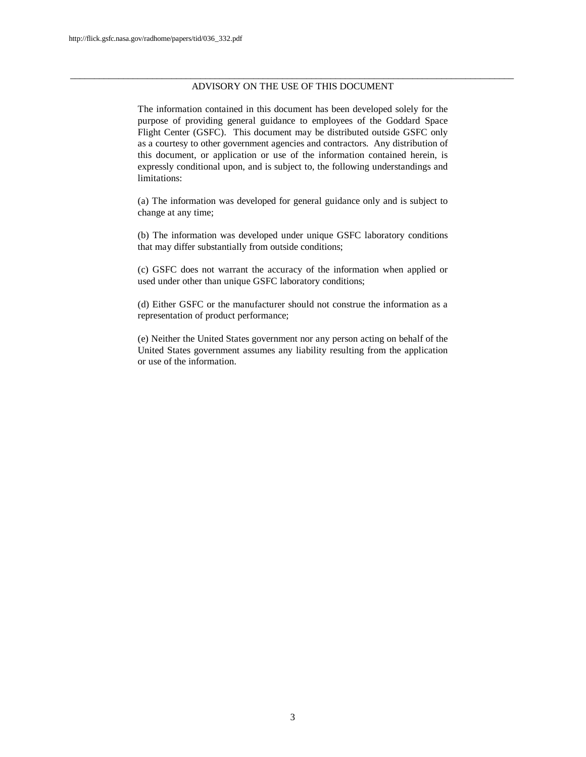## ADVISORY ON THE USE OF THIS DOCUMENT

The information contained in this document has been developed solely for the purpose of providing general guidance to employees of the Goddard Space Flight Center (GSFC). This document may be distributed outside GSFC only as a courtesy to other government agencies and contractors. Any distribution of this document, or application or use of the information contained herein, is expressly conditional upon, and is subject to, the following understandings and limitations:

(a) The information was developed for general guidance only and is subject to change at any time;

(b) The information was developed under unique GSFC laboratory conditions that may differ substantially from outside conditions;

(c) GSFC does not warrant the accuracy of the information when applied or used under other than unique GSFC laboratory conditions;

(d) Either GSFC or the manufacturer should not construe the information as a representation of product performance;

(e) Neither the United States government nor any person acting on behalf of the United States government assumes any liability resulting from the application or use of the information.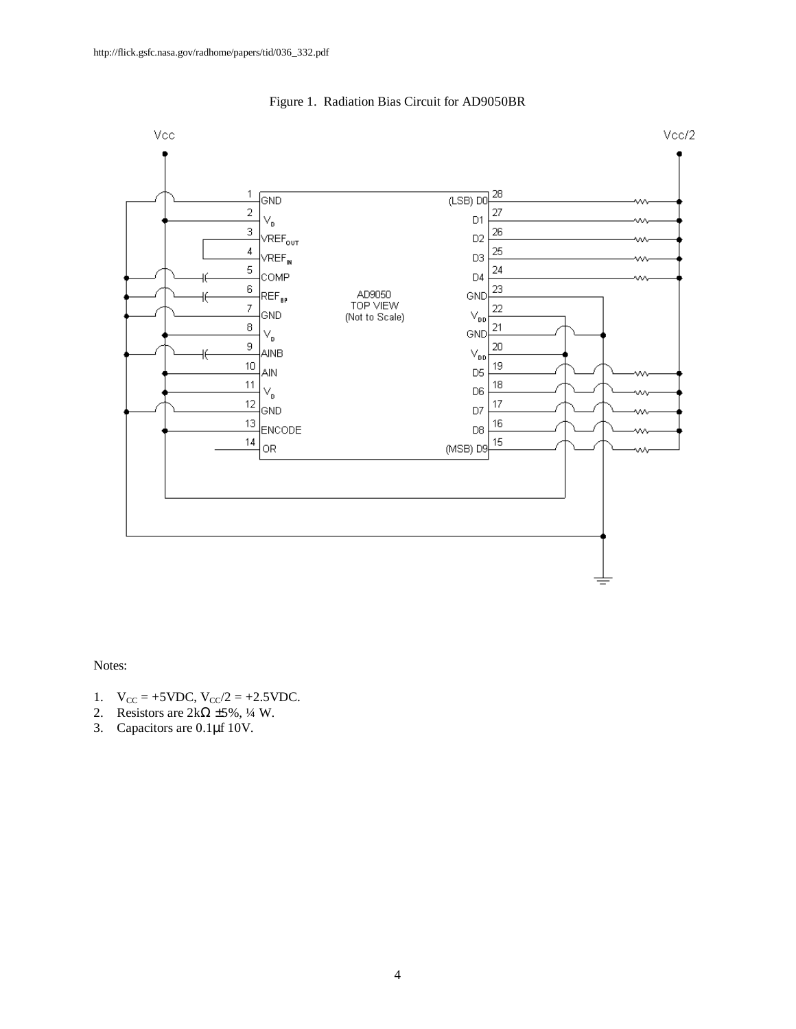http://flick.gsfc.nasa.gov/radhome/papers/tid/036_332.pdf

Figure 1. Radiation Bias Circuit for AD9050BR

Notes:

1. $V_{CC}$ = +5VDC, $V_{CC}/2$ = +2.5VDC.
2. Resistors are 2kΩ ±5%, ¼ W.
3. Capacitors are 0.1μf 10V.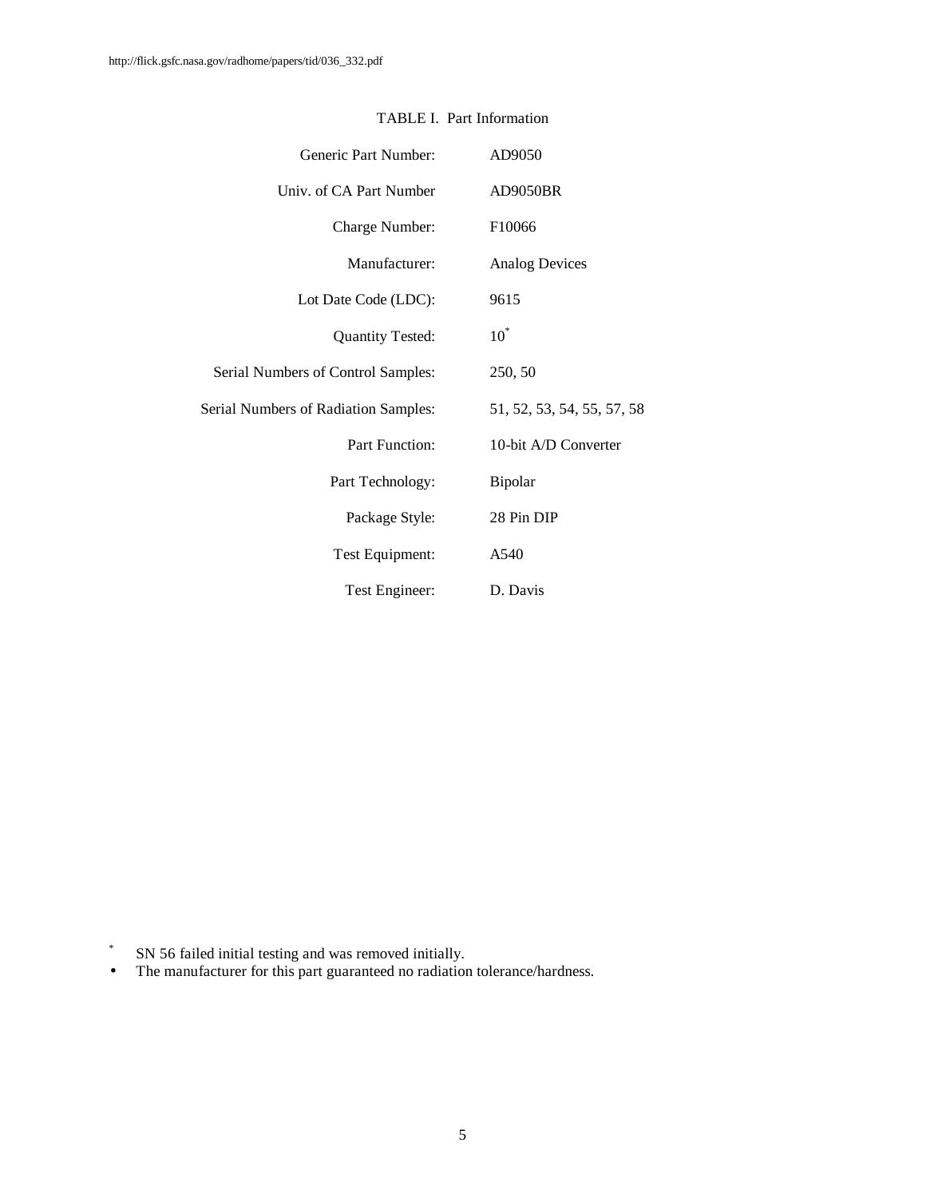http://flick.gsfc.nasa.gov/radhome/papers/tid/036_332.pdf

TABLE I. Part Information

| | |
|---|---|
| Generic Part Number: | AD9050 |
| Univ. of CA Part Number | AD9050BR |
| Charge Number: | F10066 |
| Manufacturer: | Analog Devices |
| Lot Date Code (LDC): | 9615 |
| Quantity Tested: | 10* |
| Serial Numbers of Control Samples: | 250, 50 |
| Serial Numbers of Radiation Samples: | 51, 52, 53, 54, 55, 57, 58 |
| Part Function: | 10-bit A/D Converter |
| Part Technology: | Bipolar |
| Package Style: | 28 Pin DIP |
| Test Equipment: | A540 |
| Test Engineer: | D. Davis |

\* SN 56 failed initial testing and was removed initially.

- The manufacturer for this part guaranteed no radiation tolerance/hardness.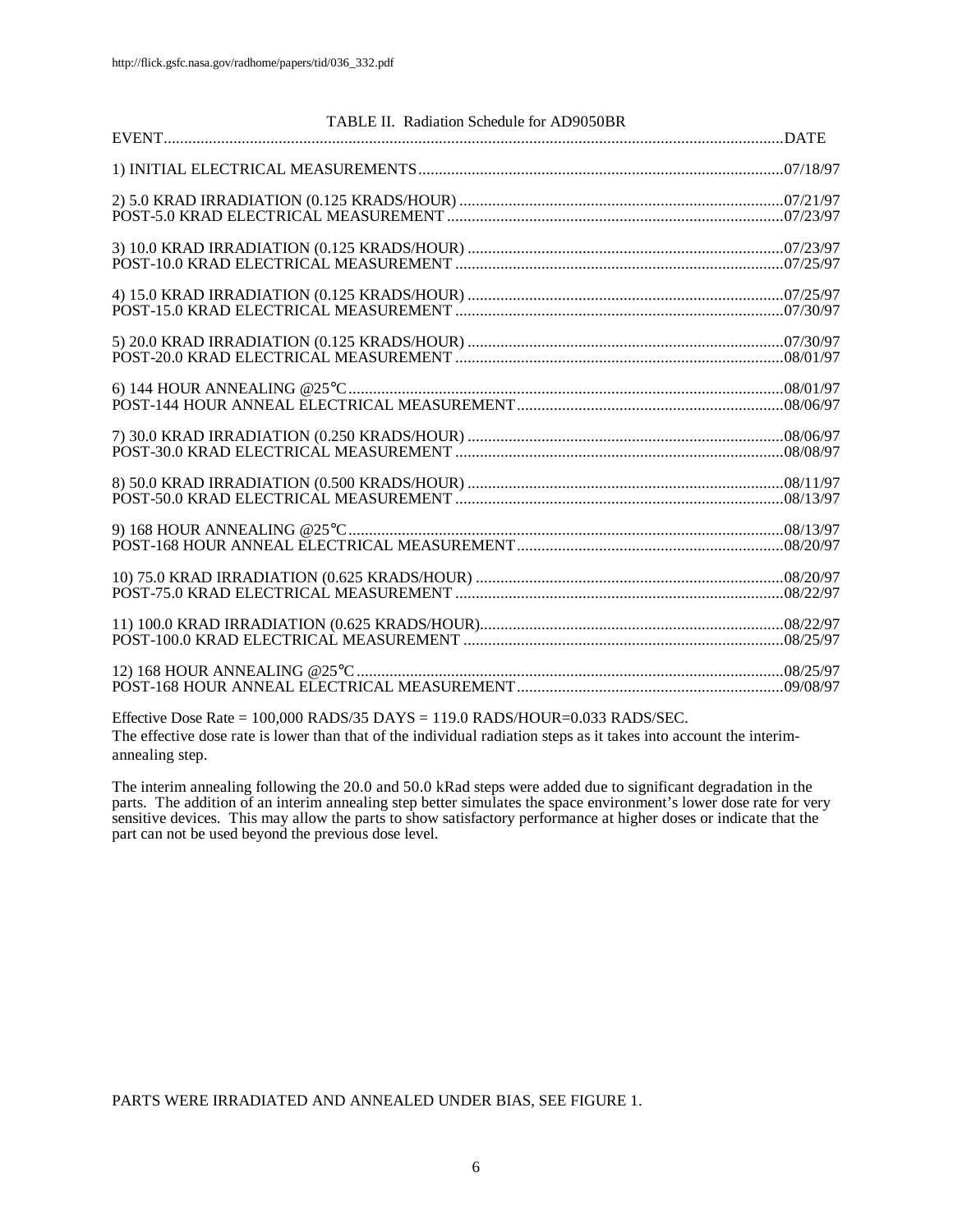TABLE II. Radiation Schedule for AD9050BR

| EVENT | DATE |
| --- | --- |
| 1) INITIAL ELECTRICAL MEASUREMENTS | 07/18/97 |
| 2) 5.0 KRAD IRRADIATION (0.125 KRADS/HOUR) | 07/21/97 |
| POST-5.0 KRAD ELECTRICAL MEASUREMENT | 07/23/97 |
| 3) 10.0 KRAD IRRADIATION (0.125 KRADS/HOUR) | 07/23/97 |
| POST-10.0 KRAD ELECTRICAL MEASUREMENT | 07/25/97 |
| 4) 15.0 KRAD IRRADIATION (0.125 KRADS/HOUR) | 07/25/97 |
| POST-15.0 KRAD ELECTRICAL MEASUREMENT | 07/30/97 |
| 5) 20.0 KRAD IRRADIATION (0.125 KRADS/HOUR) | 07/30/97 |
| POST-20.0 KRAD ELECTRICAL MEASUREMENT | 08/01/97 |
| 6) 144 HOUR ANNEALING @25°C | 08/01/97 |
| POST-144 HOUR ANNEAL ELECTRICAL MEASUREMENT | 08/06/97 |
| 7) 30.0 KRAD IRRADIATION (0.250 KRADS/HOUR) | 08/06/97 |
| POST-30.0 KRAD ELECTRICAL MEASUREMENT | 08/08/97 |
| 8) 50.0 KRAD IRRADIATION (0.500 KRADS/HOUR) | 08/11/97 |
| POST-50.0 KRAD ELECTRICAL MEASUREMENT | 08/13/97 |
| 9) 168 HOUR ANNEALING @25°C | 08/13/97 |
| POST-168 HOUR ANNEAL ELECTRICAL MEASUREMENT | 08/20/97 |
| 10) 75.0 KRAD IRRADIATION (0.625 KRADS/HOUR) | 08/20/97 |
| POST-75.0 KRAD ELECTRICAL MEASUREMENT | 08/22/97 |
| 11) 100.0 KRAD IRRADIATION (0.625 KRADS/HOUR) | 08/22/97 |
| POST-100.0 KRAD ELECTRICAL MEASUREMENT | 08/25/97 |
| 12) 168 HOUR ANNEALING @25°C | 08/25/97 |
| POST-168 HOUR ANNEAL ELECTRICAL MEASUREMENT | 09/08/97 |

Effective Dose Rate = 100,000 RADS/35 DAYS = 119.0 RADS/HOUR=0.033 RADS/SEC.
The effective dose rate is lower than that of the individual radiation steps as it takes into account the interim-annealing step.

The interim annealing following the 20.0 and 50.0 kRad steps were added due to significant degradation in the parts. The addition of an interim annealing step better simulates the space environment's lower dose rate for very sensitive devices. This may allow the parts to show satisfactory performance at higher doses or indicate that the part can not be used beyond the previous dose level.

PARTS WERE IRRADIATED AND ANNEALED UNDER BIAS, SEE FIGURE 1.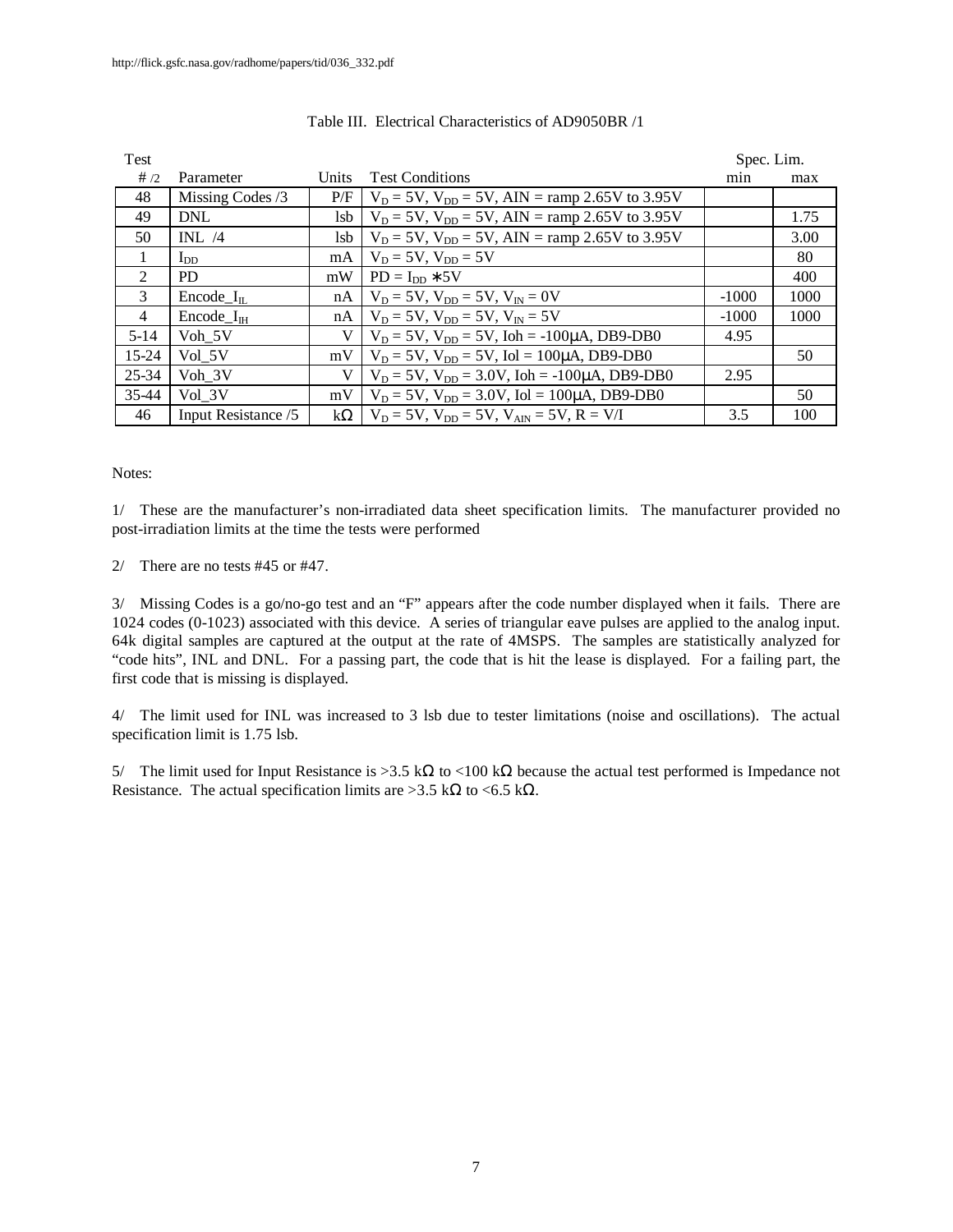http://flick.gsfc.nasa.gov/radhome/papers/tid/036_332.pdf

Table III. Electrical Characteristics of AD9050BR /1

| Test # /2 | Parameter | Units | Test Conditions | Spec. Lim. min | Spec. Lim. max |
|---|---|---|---|---|---|
| 48 | Missing Codes /3 | P/F | $V_D$ = 5V, $V_{DD}$ = 5V, AIN = ramp 2.65V to 3.95V | | |
| 49 | DNL | lsb | $V_D$ = 5V, $V_{DD}$ = 5V, AIN = ramp 2.65V to 3.95V | | 1.75 |
| 50 | INL /4 | lsb | $V_D$ = 5V, $V_{DD}$ = 5V, AIN = ramp 2.65V to 3.95V | | 3.00 |
| 1 | $I_{DD}$ | mA | $V_D$ = 5V, $V_{DD}$ = 5V | | 80 |
| 2 | PD | mW | PD = $I_{DD}$ ∗5V | | 400 |
| 3 | Encode_$I_{IL}$ | nA | $V_D$ = 5V, $V_{DD}$ = 5V, $V_{IN}$ = 0V | -1000 | 1000 |
| 4 | Encode_$I_{IH}$ | nA | $V_D$ = 5V, $V_{DD}$ = 5V, $V_{IN}$ = 5V | -1000 | 1000 |
| 5-14 | Voh_5V | V | $V_D$ = 5V, $V_{DD}$ = 5V, Ioh = -100μA, DB9-DB0 | 4.95 | |
| 15-24 | Vol_5V | mV | $V_D$ = 5V, $V_{DD}$ = 5V, Iol = 100μA, DB9-DB0 | | 50 |
| 25-34 | Voh_3V | V | $V_D$ = 5V, $V_{DD}$ = 3.0V, Ioh = -100μA, DB9-DB0 | 2.95 | |
| 35-44 | Vol_3V | mV | $V_D$ = 5V, $V_{DD}$ = 3.0V, Iol = 100μA, DB9-DB0 | | 50 |
| 46 | Input Resistance /5 | kΩ | $V_D$ = 5V, $V_{DD}$ = 5V, $V_{AIN}$ = 5V, R = V/I | 3.5 | 100 |

Notes:

1/ These are the manufacturer's non-irradiated data sheet specification limits. The manufacturer provided no post-irradiation limits at the time the tests were performed

2/ There are no tests #45 or #47.

3/ Missing Codes is a go/no-go test and an "F" appears after the code number displayed when it fails. There are 1024 codes (0-1023) associated with this device. A series of triangular eave pulses are applied to the analog input. 64k digital samples are captured at the output at the rate of 4MSPS. The samples are statistically analyzed for "code hits", INL and DNL. For a passing part, the code that is hit the lease is displayed. For a failing part, the first code that is missing is displayed.

4/ The limit used for INL was increased to 3 lsb due to tester limitations (noise and oscillations). The actual specification limit is 1.75 lsb.

5/ The limit used for Input Resistance is >3.5 kΩ to <100 kΩ because the actual test performed is Impedance not Resistance. The actual specification limits are >3.5 kΩ to <6.5 kΩ.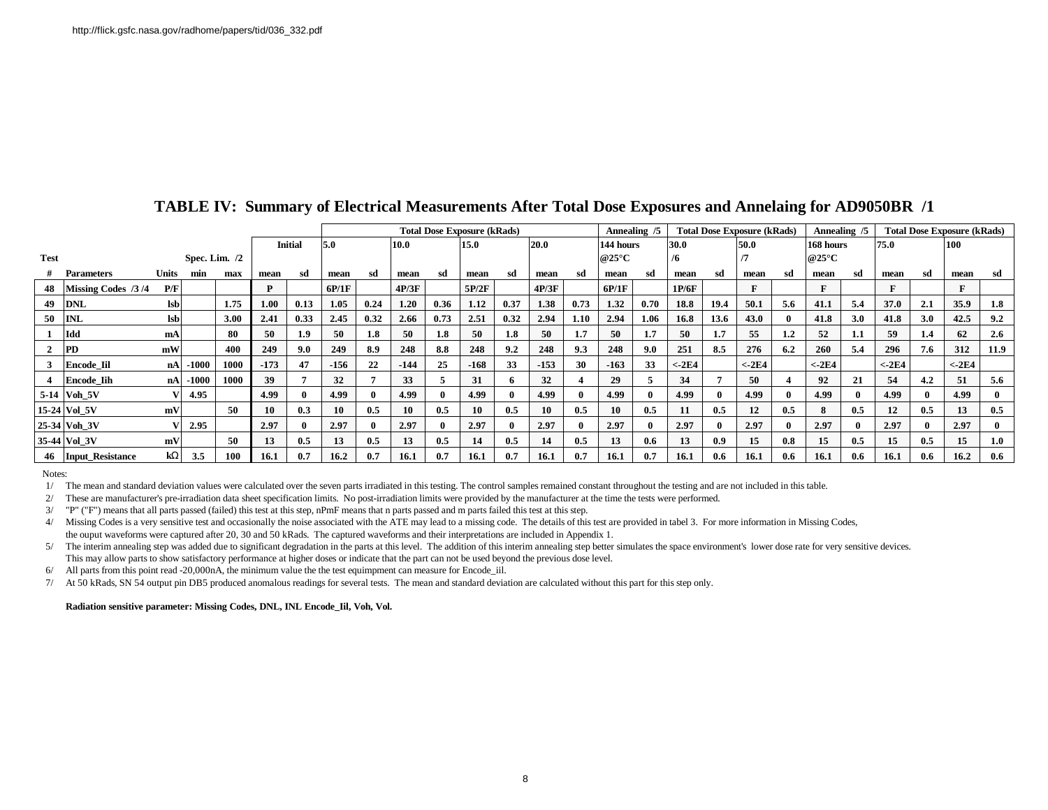http://flick.gsfc.nasa.gov/radhome/papers/tid/036_332.pdf

## TABLE IV: Summary of Electrical Measurements After Total Dose Exposures and Annelaing for AD9050BR /1

| | | | | | | | Total Dose Exposure (kRads) | | | | | | | | Annealing /5 | | Total Dose Exposure (kRads) | | | | Annealing /5 | | Total Dose Exposure (kRads) | | | |
|---|---|---|---|---|---|---|---|---|---|---|---|---|---|---|---|---|---|---|---|---|---|---|---|---|---|---|
| | | | | | Initial | | 5.0 | | 10.0 | | 15.0 | | 20.0 | | 144 hours | | 30.0 | | 50.0 | | 168 hours | | 75.0 | | 100 | |
| Test | | | Spec. Lim. /2 | | | | | | | | | | | | @25°C | | /6 | | /7 | | @25°C | | | | | |
| # | Parameters | Units | min | max | mean | sd | mean | sd | mean | sd | mean | sd | mean | sd | mean | sd | mean | sd | mean | sd | mean | sd | mean | sd | mean | sd |
| 48 | Missing Codes /3 /4 | P/F | | | P | | 6P/1F | | 4P/3F | | 5P/2F | | 4P/3F | | 6P/1F | | 1P/6F | | F | | F | | F | | F | |
| 49 | DNL | lsb | | 1.75 | 1.00 | 0.13 | 1.05 | 0.24 | 1.20 | 0.36 | 1.12 | 0.37 | 1.38 | 0.73 | 1.32 | 0.70 | 18.8 | 19.4 | 50.1 | 5.6 | 41.1 | 5.4 | 37.0 | 2.1 | 35.9 | 1.8 |
| 50 | INL | lsb | | 3.00 | 2.41 | 0.33 | 2.45 | 0.32 | 2.66 | 0.73 | 2.51 | 0.32 | 2.94 | 1.10 | 2.94 | 1.06 | 16.8 | 13.6 | 43.0 | 0 | 41.8 | 3.0 | 41.8 | 3.0 | 42.5 | 9.2 |
| 1 | Idd | mA | | 80 | 50 | 1.9 | 50 | 1.8 | 50 | 1.8 | 50 | 1.8 | 50 | 1.7 | 50 | 1.7 | 50 | 1.7 | 55 | 1.2 | 52 | 1.1 | 59 | 1.4 | 62 | 2.6 |
| 2 | PD | mW | | 400 | 249 | 9.0 | 249 | 8.9 | 248 | 8.8 | 248 | 9.2 | 248 | 9.3 | 248 | 9.0 | 251 | 8.5 | 276 | 6.2 | 260 | 5.4 | 296 | 7.6 | 312 | 11.9 |
| 3 | Encode_Iil | nA | -1000 | 1000 | -173 | 47 | -156 | 22 | -144 | 25 | -168 | 33 | -153 | 30 | -163 | 33 | <-2E4 | | <-2E4 | | <-2E4 | | <-2E4 | | <-2E4 | |
| 4 | Encode_Iih | nA | -1000 | 1000 | 39 | 7 | 32 | 7 | 33 | 5 | 31 | 6 | 32 | 4 | 29 | 5 | 34 | 7 | 50 | 4 | 92 | 21 | 54 | 4.2 | 51 | 5.6 |
| 5-14 | Voh_5V | V | 4.95 | | 4.99 | 0 | 4.99 | 0 | 4.99 | 0 | 4.99 | 0 | 4.99 | 0 | 4.99 | 0 | 4.99 | 0 | 4.99 | 0 | 4.99 | 0 | 4.99 | 0 | 4.99 | 0 |
| 15-24 | Vol_5V | mV | | 50 | 10 | 0.3 | 10 | 0.5 | 10 | 0.5 | 10 | 0.5 | 10 | 0.5 | 10 | 0.5 | 11 | 0.5 | 12 | 0.5 | 8 | 0.5 | 12 | 0.5 | 13 | 0.5 |
| 25-34 | Voh_3V | V | 2.95 | | 2.97 | 0 | 2.97 | 0 | 2.97 | 0 | 2.97 | 0 | 2.97 | 0 | 2.97 | 0 | 2.97 | 0 | 2.97 | 0 | 2.97 | 0 | 2.97 | 0 | 2.97 | 0 |
| 35-44 | Vol_3V | mV | | 50 | 13 | 0.5 | 13 | 0.5 | 13 | 0.5 | 14 | 0.5 | 14 | 0.5 | 13 | 0.6 | 13 | 0.9 | 15 | 0.8 | 15 | 0.5 | 15 | 0.5 | 15 | 1.0 |
| 46 | Input_Resistance | kΩ | 3.5 | 100 | 16.1 | 0.7 | 16.2 | 0.7 | 16.1 | 0.7 | 16.1 | 0.7 | 16.1 | 0.7 | 16.1 | 0.7 | 16.1 | 0.6 | 16.1 | 0.6 | 16.1 | 0.6 | 16.1 | 0.6 | 16.2 | 0.6 |

Notes:

1/ The mean and standard deviation values were calculated over the seven parts irradiated in this testing. The control samples remained constant throughout the testing and are not included in this table.

2/ These are manufacturer's pre-irradiation data sheet specification limits. No post-irradiation limits were provided by the manufacturer at the time the tests were performed.

3/ "P" ("F") means that all parts passed (failed) this test at this step, nPmF means that n parts passed and m parts failed this test at this step.

4/ Missing Codes is a very sensitive test and occasionally the noise associated with the ATE may lead to a missing code. The details of this test are provided in tabel 3. For more information in Missing Codes, the ouput waveforms were captured after 20, 30 and 50 kRads. The captured waveforms and their interpretations are included in Appendix 1.

5/ The interim annealing step was added due to significant degradation in the parts at this level. The addition of this interim annealing step better simulates the space environment's lower dose rate for very sensitive devices. This may allow parts to show satisfactory performance at higher doses or indicate that the part can not be used beyond the previous dose level.

6/ All parts from this point read -20,000nA, the minimum value the the test equimpment can measure for Encode_iil.

7/ At 50 kRads, SN 54 output pin DB5 produced anomalous readings for several tests. The mean and standard deviation are calculated without this part for this step only.

**Radiation sensitive parameter: Missing Codes, DNL, INL Encode_Iil, Voh, Vol.**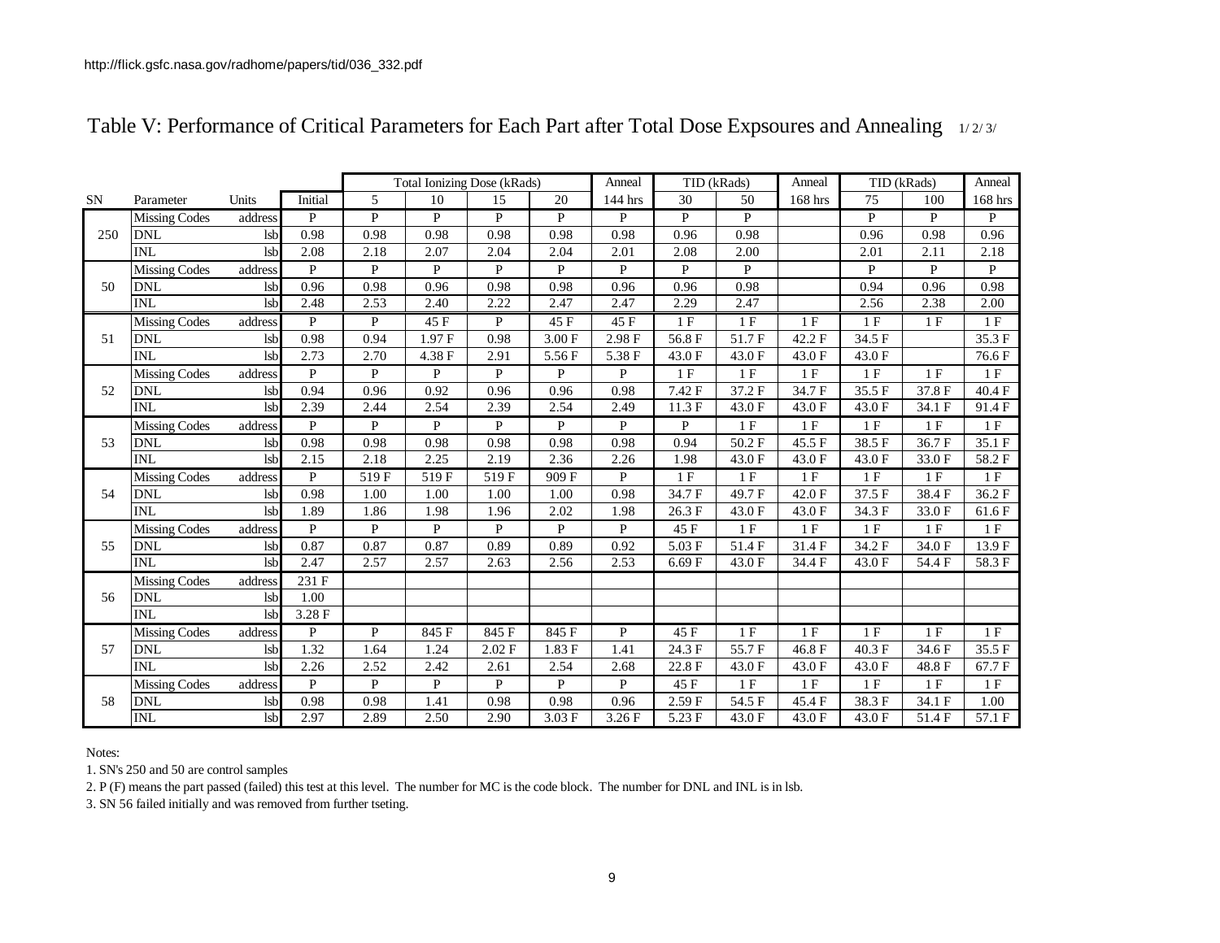# Table V: Performance of Critical Parameters for Each Part after Total Dose Expsoures and Annealing 1/ 2/ 3/

| | | | | Total Ionizing Dose (kRads) | | | | Anneal | TID (kRads) | | Anneal | TID (kRads) | | Anneal |
|---|---|---|---|---|---|---|---|---|---|---|---|---|---|---|
| SN | Parameter | Units | Initial | 5 | 10 | 15 | 20 | 144 hrs | 30 | 50 | 168 hrs | 75 | 100 | 168 hrs |
| 250 | Missing Codes | address | P | P | P | P | P | P | P | P | | P | P | P |
| | DNL | lsb | 0.98 | 0.98 | 0.98 | 0.98 | 0.98 | 0.98 | 0.96 | 0.98 | | 0.96 | 0.98 | 0.96 |
| | INL | lsb | 2.08 | 2.18 | 2.07 | 2.04 | 2.04 | 2.01 | 2.08 | 2.00 | | 2.01 | 2.11 | 2.18 |
| 50 | Missing Codes | address | P | P | P | P | P | P | P | P | | P | P | P |
| | DNL | lsb | 0.96 | 0.98 | 0.96 | 0.98 | 0.98 | 0.96 | 0.96 | 0.98 | | 0.94 | 0.96 | 0.98 |
| | INL | lsb | 2.48 | 2.53 | 2.40 | 2.22 | 2.47 | 2.47 | 2.29 | 2.47 | | 2.56 | 2.38 | 2.00 |
| 51 | Missing Codes | address | P | P | 45 F | P | 45 F | 45 F | 1 F | 1 F | 1 F | 1 F | 1 F | 1 F |
| | DNL | lsb | 0.98 | 0.94 | 1.97 F | 0.98 | 3.00 F | 2.98 F | 56.8 F | 51.7 F | 42.2 F | 34.5 F | | 35.3 F |
| | INL | lsb | 2.73 | 2.70 | 4.38 F | 2.91 | 5.56 F | 5.38 F | 43.0 F | 43.0 F | 43.0 F | 43.0 F | | 76.6 F |
| 52 | Missing Codes | address | P | P | P | P | P | P | 1 F | 1 F | 1 F | 1 F | 1 F | 1 F |
| | DNL | lsb | 0.94 | 0.96 | 0.92 | 0.96 | 0.96 | 0.98 | 7.42 F | 37.2 F | 34.7 F | 35.5 F | 37.8 F | 40.4 F |
| | INL | lsb | 2.39 | 2.44 | 2.54 | 2.39 | 2.54 | 2.49 | 11.3 F | 43.0 F | 43.0 F | 43.0 F | 34.1 F | 91.4 F |
| 53 | Missing Codes | address | P | P | P | P | P | P | P | 1 F | 1 F | 1 F | 1 F | 1 F |
| | DNL | lsb | 0.98 | 0.98 | 0.98 | 0.98 | 0.98 | 0.98 | 0.94 | 50.2 F | 45.5 F | 38.5 F | 36.7 F | 35.1 F |
| | INL | lsb | 2.15 | 2.18 | 2.25 | 2.19 | 2.36 | 2.26 | 1.98 | 43.0 F | 43.0 F | 43.0 F | 33.0 F | 58.2 F |
| 54 | Missing Codes | address | P | 519 F | 519 F | 519 F | 909 F | P | 1 F | 1 F | 1 F | 1 F | 1 F | 1 F |
| | DNL | lsb | 0.98 | 1.00 | 1.00 | 1.00 | 1.00 | 0.98 | 34.7 F | 49.7 F | 42.0 F | 37.5 F | 38.4 F | 36.2 F |
| | INL | lsb | 1.89 | 1.86 | 1.98 | 1.96 | 2.02 | 1.98 | 26.3 F | 43.0 F | 43.0 F | 34.3 F | 33.0 F | 61.6 F |
| 55 | Missing Codes | address | P | P | P | P | P | P | 45 F | 1 F | 1 F | 1 F | 1 F | 1 F |
| | DNL | lsb | 0.87 | 0.87 | 0.87 | 0.89 | 0.89 | 0.92 | 5.03 F | 51.4 F | 31.4 F | 34.2 F | 34.0 F | 13.9 F |
| | INL | lsb | 2.47 | 2.57 | 2.57 | 2.63 | 2.56 | 2.53 | 6.69 F | 43.0 F | 34.4 F | 43.0 F | 54.4 F | 58.3 F |
| 56 | Missing Codes | address | 231 F | | | | | | | | | | | |
| | DNL | lsb | 1.00 | | | | | | | | | | | |
| | INL | lsb | 3.28 F | | | | | | | | | | | |
| 57 | Missing Codes | address | P | P | 845 F | 845 F | 845 F | P | 45 F | 1 F | 1 F | 1 F | 1 F | 1 F |
| | DNL | lsb | 1.32 | 1.64 | 1.24 | 2.02 F | 1.83 F | 1.41 | 24.3 F | 55.7 F | 46.8 F | 40.3 F | 34.6 F | 35.5 F |
| | INL | lsb | 2.26 | 2.52 | 2.42 | 2.61 | 2.54 | 2.68 | 22.8 F | 43.0 F | 43.0 F | 43.0 F | 48.8 F | 67.7 F |
| 58 | Missing Codes | address | P | P | P | P | P | P | 45 F | 1 F | 1 F | 1 F | 1 F | 1 F |
| | DNL | lsb | 0.98 | 0.98 | 1.41 | 0.98 | 0.98 | 0.96 | 2.59 F | 54.5 F | 45.4 F | 38.3 F | 34.1 F | 1.00 |
| | INL | lsb | 2.97 | 2.89 | 2.50 | 2.90 | 3.03 F | 3.26 F | 5.23 F | 43.0 F | 43.0 F | 43.0 F | 51.4 F | 57.1 F |

Notes:

1. SN's 250 and 50 are control samples
2. P (F) means the part passed (failed) this test at this level. The number for MC is the code block. The number for DNL and INL is in lsb.
3. SN 56 failed initially and was removed from further tseting.